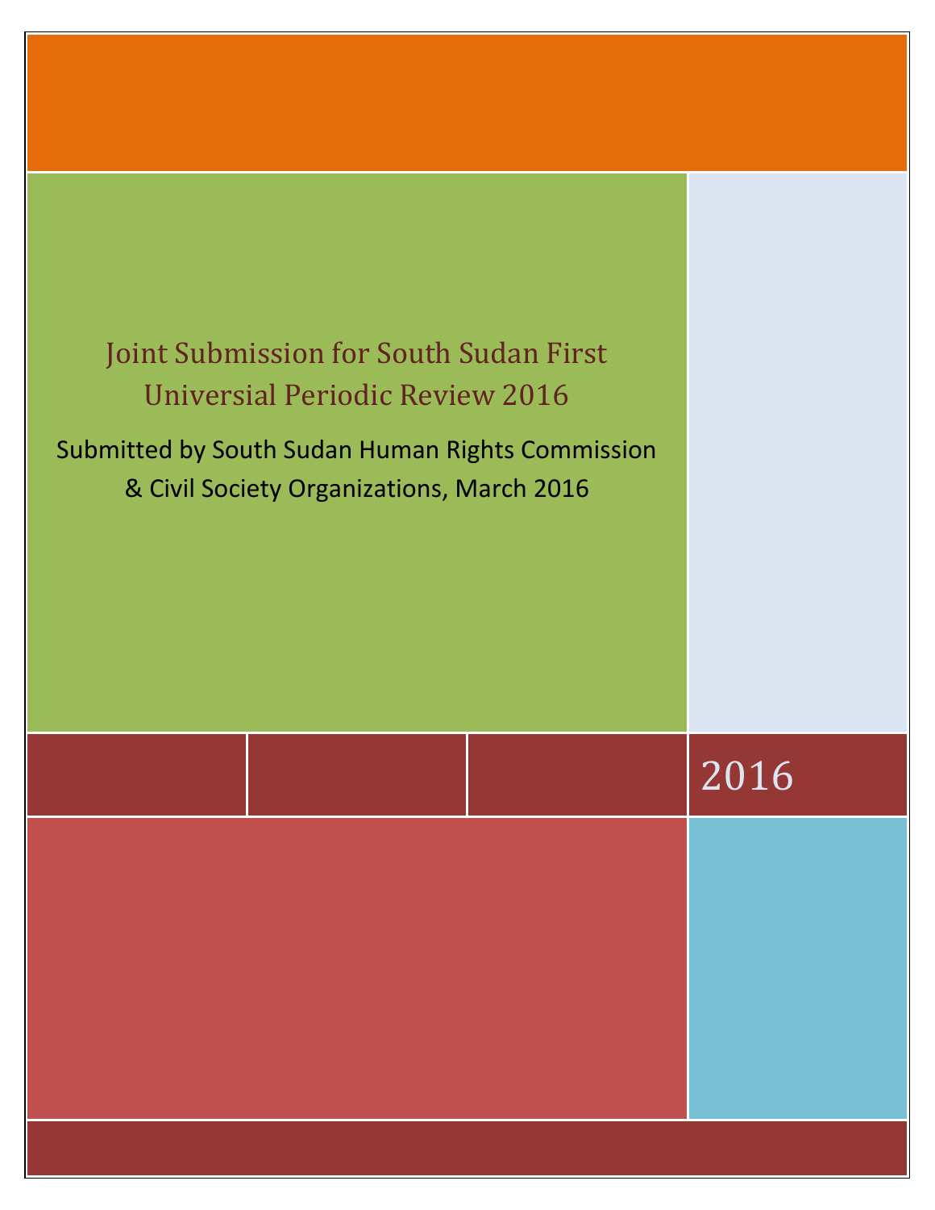# Joint Submission for South Sudan First Universal Periodic Review 2016

Submitted by South Sudan Human Rights Commission & Civil Society Organizations, March 2016

2016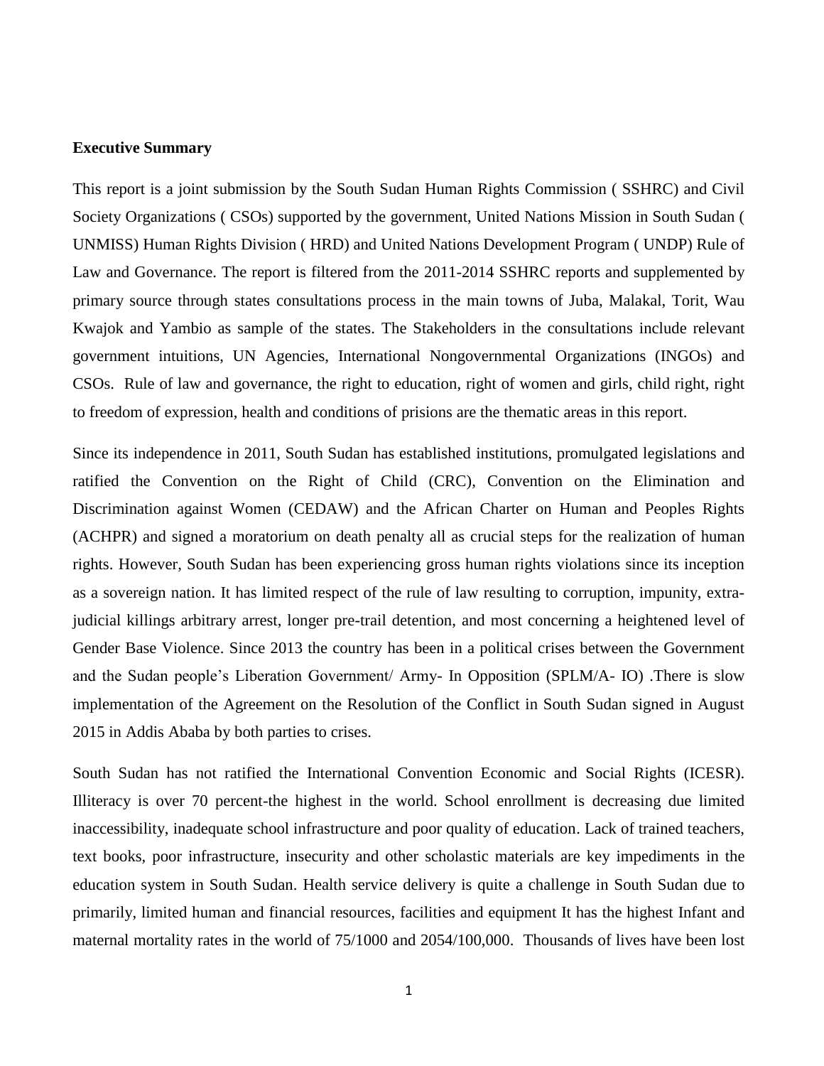**Executive Summary**

This report is a joint submission by the South Sudan Human Rights Commission ( SSHRC) and Civil Society Organizations ( CSOs) supported by the government, United Nations Mission in South Sudan ( UNMISS) Human Rights Division ( HRD) and United Nations Development Program ( UNDP) Rule of Law and Governance. The report is filtered from the 2011-2014 SSHRC reports and supplemented by primary source through states consultations process in the main towns of Juba, Malakal, Torit, Wau Kwajok and Yambio as sample of the states. The Stakeholders in the consultations include relevant government intuitions, UN Agencies, International Nongovernmental Organizations (INGOs) and CSOs. Rule of law and governance, the right to education, right of women and girls, child right, right to freedom of expression, health and conditions of prisions are the thematic areas in this report.

Since its independence in 2011, South Sudan has established institutions, promulgated legislations and ratified the Convention on the Right of Child (CRC), Convention on the Elimination and Discrimination against Women (CEDAW) and the African Charter on Human and Peoples Rights (ACHPR) and signed a moratorium on death penalty all as crucial steps for the realization of human rights. However, South Sudan has been experiencing gross human rights violations since its inception as a sovereign nation. It has limited respect of the rule of law resulting to corruption, impunity, extra-judicial killings arbitrary arrest, longer pre-trail detention, and most concerning a heightened level of Gender Base Violence. Since 2013 the country has been in a political crises between the Government and the Sudan people's Liberation Government/ Army- In Opposition (SPLM/A- IO) .There is slow implementation of the Agreement on the Resolution of the Conflict in South Sudan signed in August 2015 in Addis Ababa by both parties to crises.

South Sudan has not ratified the International Convention Economic and Social Rights (ICESR). Illiteracy is over 70 percent-the highest in the world. School enrollment is decreasing due limited inaccessibility, inadequate school infrastructure and poor quality of education. Lack of trained teachers, text books, poor infrastructure, insecurity and other scholastic materials are key impediments in the education system in South Sudan. Health service delivery is quite a challenge in South Sudan due to primarily, limited human and financial resources, facilities and equipment It has the highest Infant and maternal mortality rates in the world of 75/1000 and 2054/100,000. Thousands of lives have been lost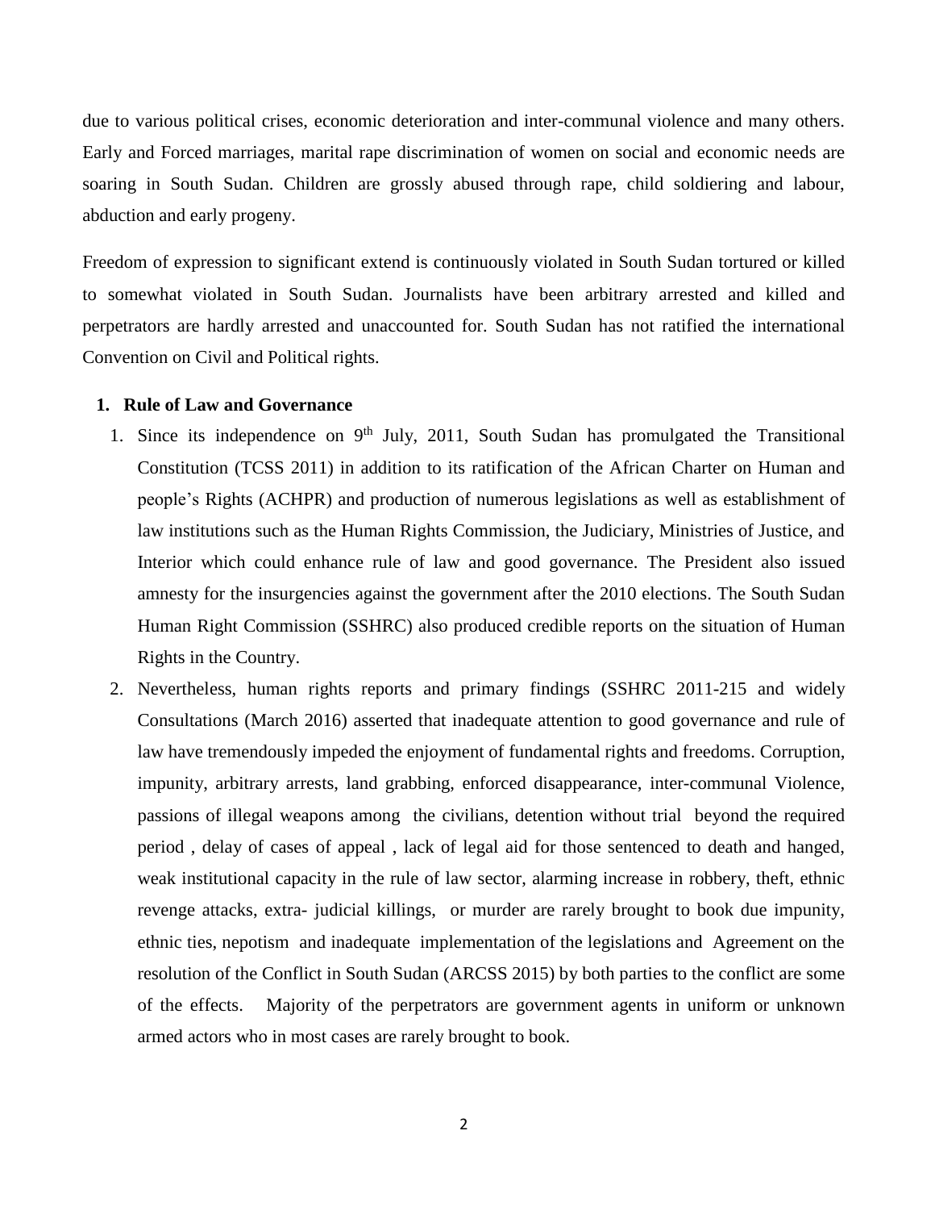due to various political crises, economic deterioration and inter-communal violence and many others. Early and Forced marriages, marital rape discrimination of women on social and economic needs are soaring in South Sudan. Children are grossly abused through rape, child soldiering and labour, abduction and early progeny.

Freedom of expression to significant extend is continuously violated in South Sudan tortured or killed to somewhat violated in South Sudan. Journalists have been arbitrary arrested and killed and perpetrators are hardly arrested and unaccounted for. South Sudan has not ratified the international Convention on Civil and Political rights.

## 1. Rule of Law and Governance

1. Since its independence on 9th July, 2011, South Sudan has promulgated the Transitional Constitution (TCSS 2011) in addition to its ratification of the African Charter on Human and people's Rights (ACHPR) and production of numerous legislations as well as establishment of law institutions such as the Human Rights Commission, the Judiciary, Ministries of Justice, and Interior which could enhance rule of law and good governance. The President also issued amnesty for the insurgencies against the government after the 2010 elections. The South Sudan Human Right Commission (SSHRC) also produced credible reports on the situation of Human Rights in the Country.
2. Nevertheless, human rights reports and primary findings (SSHRC 2011-215 and widely Consultations (March 2016) asserted that inadequate attention to good governance and rule of law have tremendously impeded the enjoyment of fundamental rights and freedoms. Corruption, impunity, arbitrary arrests, land grabbing, enforced disappearance, inter-communal Violence, passions of illegal weapons among the civilians, detention without trial beyond the required period , delay of cases of appeal , lack of legal aid for those sentenced to death and hanged, weak institutional capacity in the rule of law sector, alarming increase in robbery, theft, ethnic revenge attacks, extra- judicial killings, or murder are rarely brought to book due impunity, ethnic ties, nepotism and inadequate implementation of the legislations and Agreement on the resolution of the Conflict in South Sudan (ARCSS 2015) by both parties to the conflict are some of the effects. Majority of the perpetrators are government agents in uniform or unknown armed actors who in most cases are rarely brought to book.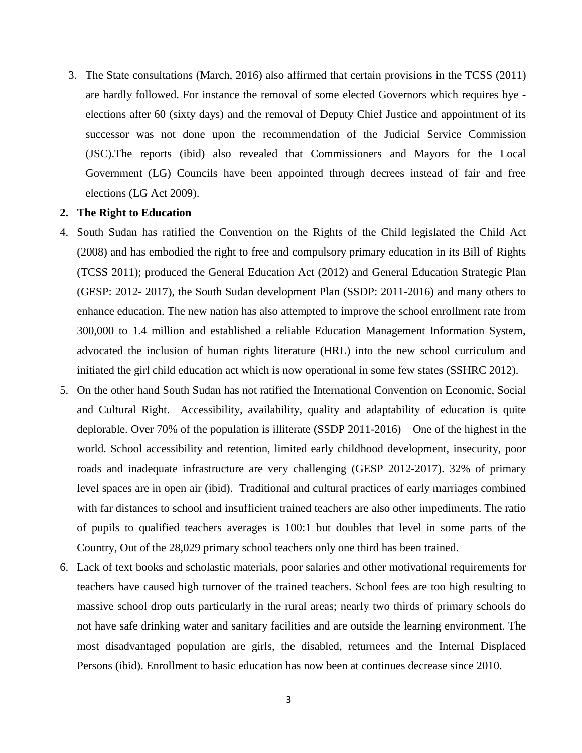3. The State consultations (March, 2016) also affirmed that certain provisions in the TCSS (2011) are hardly followed. For instance the removal of some elected Governors which requires bye - elections after 60 (sixty days) and the removal of Deputy Chief Justice and appointment of its successor was not done upon the recommendation of the Judicial Service Commission (JSC).The reports (ibid) also revealed that Commissioners and Mayors for the Local Government (LG) Councils have been appointed through decrees instead of fair and free elections (LG Act 2009).

## 2. The Right to Education

4. South Sudan has ratified the Convention on the Rights of the Child legislated the Child Act (2008) and has embodied the right to free and compulsory primary education in its Bill of Rights (TCSS 2011); produced the General Education Act (2012) and General Education Strategic Plan (GESP: 2012- 2017), the South Sudan development Plan (SSDP: 2011-2016) and many others to enhance education. The new nation has also attempted to improve the school enrollment rate from 300,000 to 1.4 million and established a reliable Education Management Information System, advocated the inclusion of human rights literature (HRL) into the new school curriculum and initiated the girl child education act which is now operational in some few states (SSHRC 2012).
5. On the other hand South Sudan has not ratified the International Convention on Economic, Social and Cultural Right. Accessibility, availability, quality and adaptability of education is quite deplorable. Over 70% of the population is illiterate (SSDP 2011-2016) – One of the highest in the world. School accessibility and retention, limited early childhood development, insecurity, poor roads and inadequate infrastructure are very challenging (GESP 2012-2017). 32% of primary level spaces are in open air (ibid). Traditional and cultural practices of early marriages combined with far distances to school and insufficient trained teachers are also other impediments. The ratio of pupils to qualified teachers averages is 100:1 but doubles that level in some parts of the Country, Out of the 28,029 primary school teachers only one third has been trained.
6. Lack of text books and scholastic materials, poor salaries and other motivational requirements for teachers have caused high turnover of the trained teachers. School fees are too high resulting to massive school drop outs particularly in the rural areas; nearly two thirds of primary schools do not have safe drinking water and sanitary facilities and are outside the learning environment. The most disadvantaged population are girls, the disabled, returnees and the Internal Displaced Persons (ibid). Enrollment to basic education has now been at continues decrease since 2010.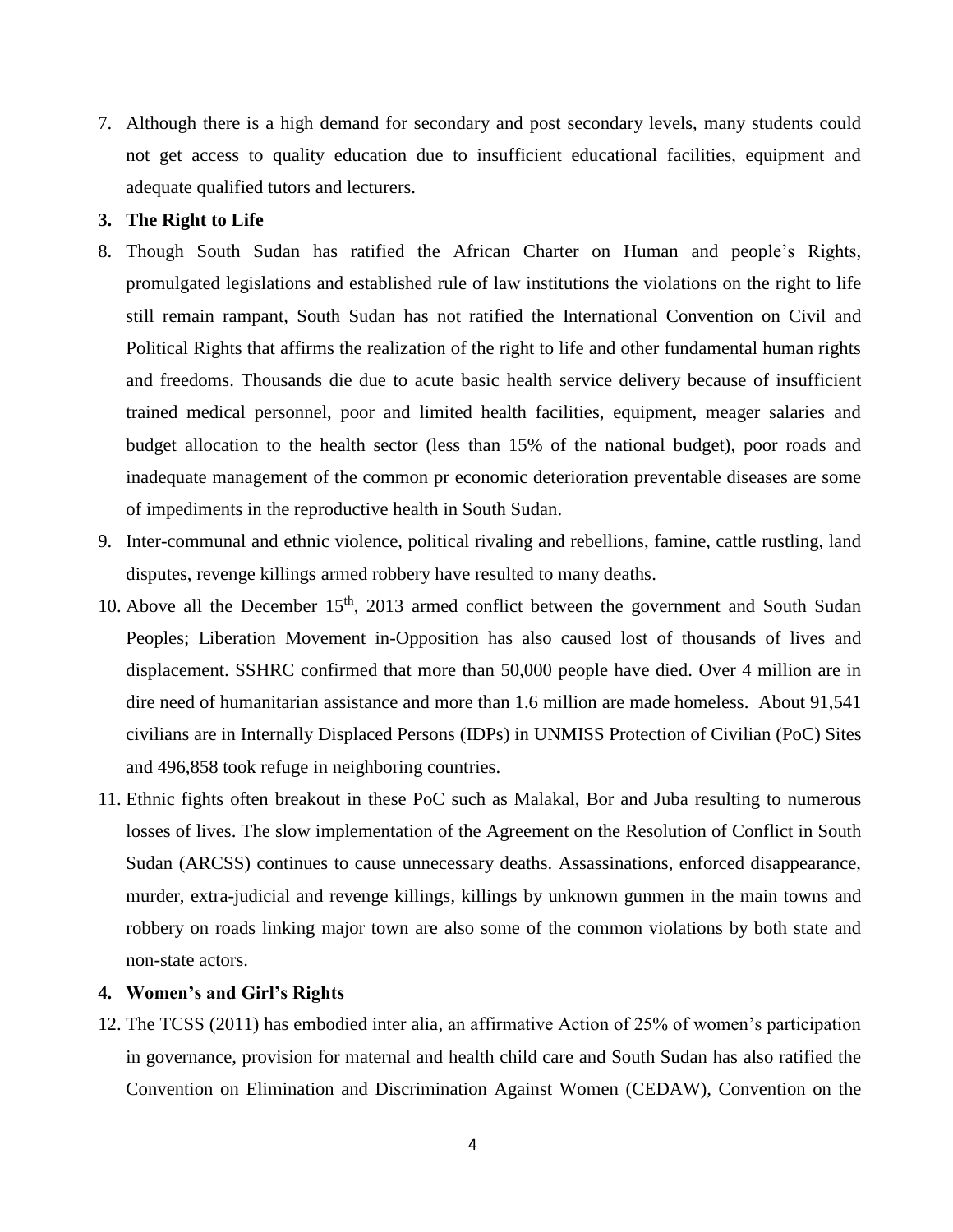7. Although there is a high demand for secondary and post secondary levels, many students could not get access to quality education due to insufficient educational facilities, equipment and adequate qualified tutors and lecturers.

**3. The Right to Life**

8. Though South Sudan has ratified the African Charter on Human and people's Rights, promulgated legislations and established rule of law institutions the violations on the right to life still remain rampant, South Sudan has not ratified the International Convention on Civil and Political Rights that affirms the realization of the right to life and other fundamental human rights and freedoms. Thousands die due to acute basic health service delivery because of insufficient trained medical personnel, poor and limited health facilities, equipment, meager salaries and budget allocation to the health sector (less than 15% of the national budget), poor roads and inadequate management of the common pr economic deterioration preventable diseases are some of impediments in the reproductive health in South Sudan.
9. Inter-communal and ethnic violence, political rivaling and rebellions, famine, cattle rustling, land disputes, revenge killings armed robbery have resulted to many deaths.
10. Above all the December 15th, 2013 armed conflict between the government and South Sudan Peoples; Liberation Movement in-Opposition has also caused lost of thousands of lives and displacement. SSHRC confirmed that more than 50,000 people have died. Over 4 million are in dire need of humanitarian assistance and more than 1.6 million are made homeless. About 91,541 civilians are in Internally Displaced Persons (IDPs) in UNMISS Protection of Civilian (PoC) Sites and 496,858 took refuge in neighboring countries.
11. Ethnic fights often breakout in these PoC such as Malakal, Bor and Juba resulting to numerous losses of lives. The slow implementation of the Agreement on the Resolution of Conflict in South Sudan (ARCSS) continues to cause unnecessary deaths. Assassinations, enforced disappearance, murder, extra-judicial and revenge killings, killings by unknown gunmen in the main towns and robbery on roads linking major town are also some of the common violations by both state and non-state actors.

**4. Women's and Girl's Rights**

12. The TCSS (2011) has embodied inter alia, an affirmative Action of 25% of women's participation in governance, provision for maternal and health child care and South Sudan has also ratified the Convention on Elimination and Discrimination Against Women (CEDAW), Convention on the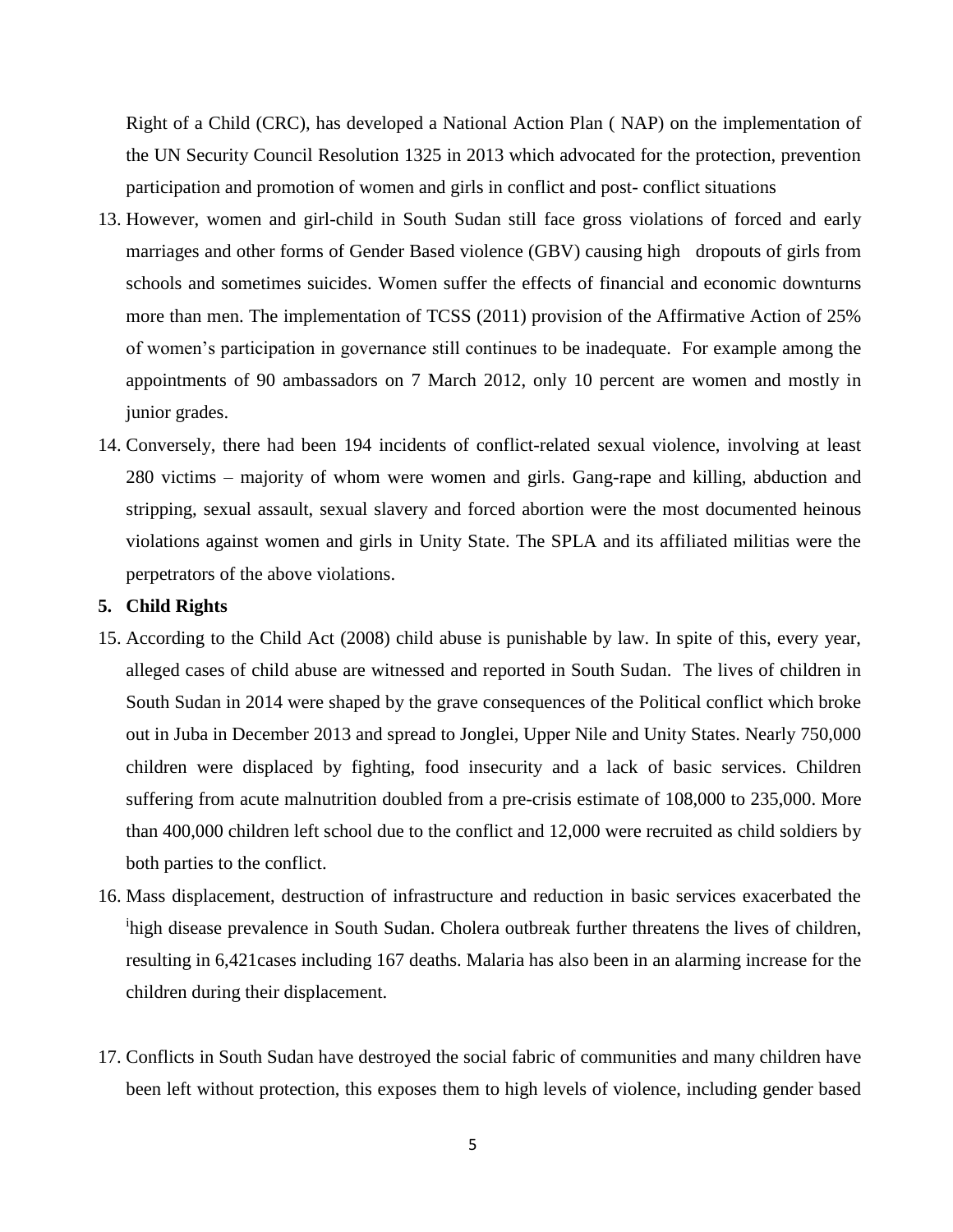Right of a Child (CRC), has developed a National Action Plan ( NAP) on the implementation of the UN Security Council Resolution 1325 in 2013 which advocated for the protection, prevention participation and promotion of women and girls in conflict and post- conflict situations

13. However, women and girl-child in South Sudan still face gross violations of forced and early marriages and other forms of Gender Based violence (GBV) causing high dropouts of girls from schools and sometimes suicides. Women suffer the effects of financial and economic downturns more than men. The implementation of TCSS (2011) provision of the Affirmative Action of 25% of women's participation in governance still continues to be inadequate. For example among the appointments of 90 ambassadors on 7 March 2012, only 10 percent are women and mostly in junior grades.
14. Conversely, there had been 194 incidents of conflict-related sexual violence, involving at least 280 victims – majority of whom were women and girls. Gang-rape and killing, abduction and stripping, sexual assault, sexual slavery and forced abortion were the most documented heinous violations against women and girls in Unity State. The SPLA and its affiliated militias were the perpetrators of the above violations.

**5. Child Rights**

15. According to the Child Act (2008) child abuse is punishable by law. In spite of this, every year, alleged cases of child abuse are witnessed and reported in South Sudan. The lives of children in South Sudan in 2014 were shaped by the grave consequences of the Political conflict which broke out in Juba in December 2013 and spread to Jonglei, Upper Nile and Unity States. Nearly 750,000 children were displaced by fighting, food insecurity and a lack of basic services. Children suffering from acute malnutrition doubled from a pre-crisis estimate of 108,000 to 235,000. More than 400,000 children left school due to the conflict and 12,000 were recruited as child soldiers by both parties to the conflict.
16. Mass displacement, destruction of infrastructure and reduction in basic services exacerbated the [i]high disease prevalence in South Sudan. Cholera outbreak further threatens the lives of children, resulting in 6,421cases including 167 deaths. Malaria has also been in an alarming increase for the children during their displacement.
17. Conflicts in South Sudan have destroyed the social fabric of communities and many children have been left without protection, this exposes them to high levels of violence, including gender based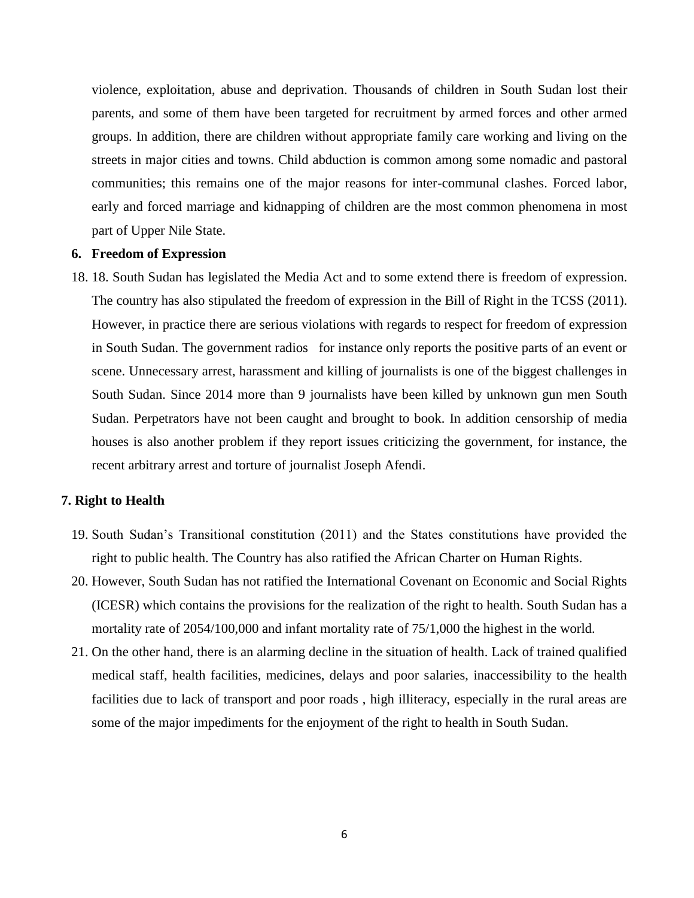violence, exploitation, abuse and deprivation. Thousands of children in South Sudan lost their parents, and some of them have been targeted for recruitment by armed forces and other armed groups. In addition, there are children without appropriate family care working and living on the streets in major cities and towns. Child abduction is common among some nomadic and pastoral communities; this remains one of the major reasons for inter-communal clashes. Forced labor, early and forced marriage and kidnapping of children are the most common phenomena in most part of Upper Nile State.

## 6. Freedom of Expression

18. 18. South Sudan has legislated the Media Act and to some extend there is freedom of expression. The country has also stipulated the freedom of expression in the Bill of Right in the TCSS (2011). However, in practice there are serious violations with regards to respect for freedom of expression in South Sudan. The government radios for instance only reports the positive parts of an event or scene. Unnecessary arrest, harassment and killing of journalists is one of the biggest challenges in South Sudan. Since 2014 more than 9 journalists have been killed by unknown gun men South Sudan. Perpetrators have not been caught and brought to book. In addition censorship of media houses is also another problem if they report issues criticizing the government, for instance, the recent arbitrary arrest and torture of journalist Joseph Afendi.

## 7. Right to Health

19. South Sudan's Transitional constitution (2011) and the States constitutions have provided the right to public health. The Country has also ratified the African Charter on Human Rights.
20. However, South Sudan has not ratified the International Covenant on Economic and Social Rights (ICESR) which contains the provisions for the realization of the right to health. South Sudan has a mortality rate of 2054/100,000 and infant mortality rate of 75/1,000 the highest in the world.
21. On the other hand, there is an alarming decline in the situation of health. Lack of trained qualified medical staff, health facilities, medicines, delays and poor salaries, inaccessibility to the health facilities due to lack of transport and poor roads , high illiteracy, especially in the rural areas are some of the major impediments for the enjoyment of the right to health in South Sudan.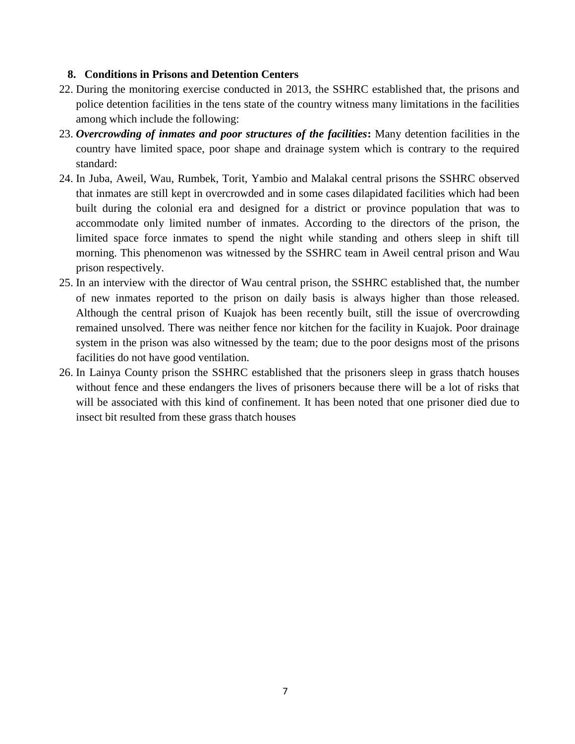## 8. Conditions in Prisons and Detention Centers

22. During the monitoring exercise conducted in 2013, the SSHRC established that, the prisons and police detention facilities in the tens state of the country witness many limitations in the facilities among which include the following:
23. ***Overcrowding of inmates and poor structures of the facilities*****:** Many detention facilities in the country have limited space, poor shape and drainage system which is contrary to the required standard:
24. In Juba, Aweil, Wau, Rumbek, Torit, Yambio and Malakal central prisons the SSHRC observed that inmates are still kept in overcrowded and in some cases dilapidated facilities which had been built during the colonial era and designed for a district or province population that was to accommodate only limited number of inmates. According to the directors of the prison, the limited space force inmates to spend the night while standing and others sleep in shift till morning. This phenomenon was witnessed by the SSHRC team in Aweil central prison and Wau prison respectively.
25. In an interview with the director of Wau central prison, the SSHRC established that, the number of new inmates reported to the prison on daily basis is always higher than those released. Although the central prison of Kuajok has been recently built, still the issue of overcrowding remained unsolved. There was neither fence nor kitchen for the facility in Kuajok. Poor drainage system in the prison was also witnessed by the team; due to the poor designs most of the prisons facilities do not have good ventilation.
26. In Lainya County prison the SSHRC established that the prisoners sleep in grass thatch houses without fence and these endangers the lives of prisoners because there will be a lot of risks that will be associated with this kind of confinement. It has been noted that one prisoner died due to insect bit resulted from these grass thatch houses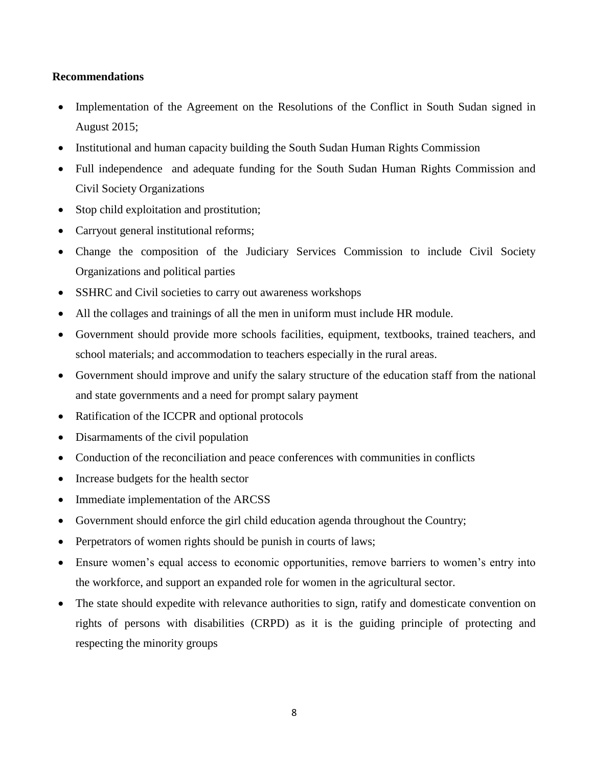**Recommendations**

- Implementation of the Agreement on the Resolutions of the Conflict in South Sudan signed in August 2015;
- Institutional and human capacity building the South Sudan Human Rights Commission
- Full independence and adequate funding for the South Sudan Human Rights Commission and Civil Society Organizations
- Stop child exploitation and prostitution;
- Carryout general institutional reforms;
- Change the composition of the Judiciary Services Commission to include Civil Society Organizations and political parties
- SSHRC and Civil societies to carry out awareness workshops
- All the collages and trainings of all the men in uniform must include HR module.
- Government should provide more schools facilities, equipment, textbooks, trained teachers, and school materials; and accommodation to teachers especially in the rural areas.
- Government should improve and unify the salary structure of the education staff from the national and state governments and a need for prompt salary payment
- Ratification of the ICCPR and optional protocols
- Disarmaments of the civil population
- Conduction of the reconciliation and peace conferences with communities in conflicts
- Increase budgets for the health sector
- Immediate implementation of the ARCSS
- Government should enforce the girl child education agenda throughout the Country;
- Perpetrators of women rights should be punish in courts of laws;
- Ensure women's equal access to economic opportunities, remove barriers to women's entry into the workforce, and support an expanded role for women in the agricultural sector.
- The state should expedite with relevance authorities to sign, ratify and domesticate convention on rights of persons with disabilities (CRPD) as it is the guiding principle of protecting and respecting the minority groups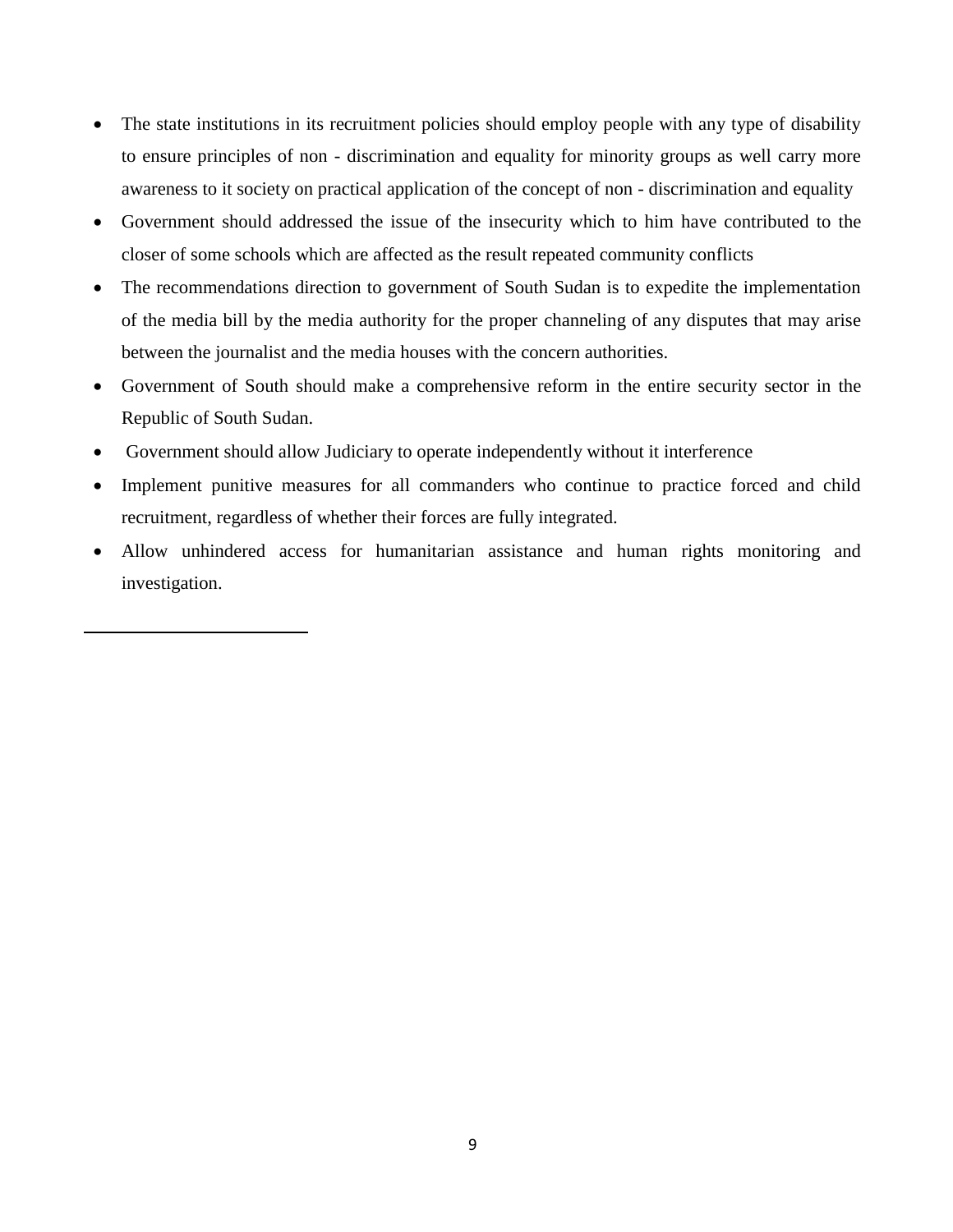- The state institutions in its recruitment policies should employ people with any type of disability to ensure principles of non - discrimination and equality for minority groups as well carry more awareness to it society on practical application of the concept of non - discrimination and equality
- Government should addressed the issue of the insecurity which to him have contributed to the closer of some schools which are affected as the result repeated community conflicts
- The recommendations direction to government of South Sudan is to expedite the implementation of the media bill by the media authority for the proper channeling of any disputes that may arise between the journalist and the media houses with the concern authorities.
- Government of South should make a comprehensive reform in the entire security sector in the Republic of South Sudan.
- Government should allow Judiciary to operate independently without it interference
- Implement punitive measures for all commanders who continue to practice forced and child recruitment, regardless of whether their forces are fully integrated.
- Allow unhindered access for humanitarian assistance and human rights monitoring and investigation.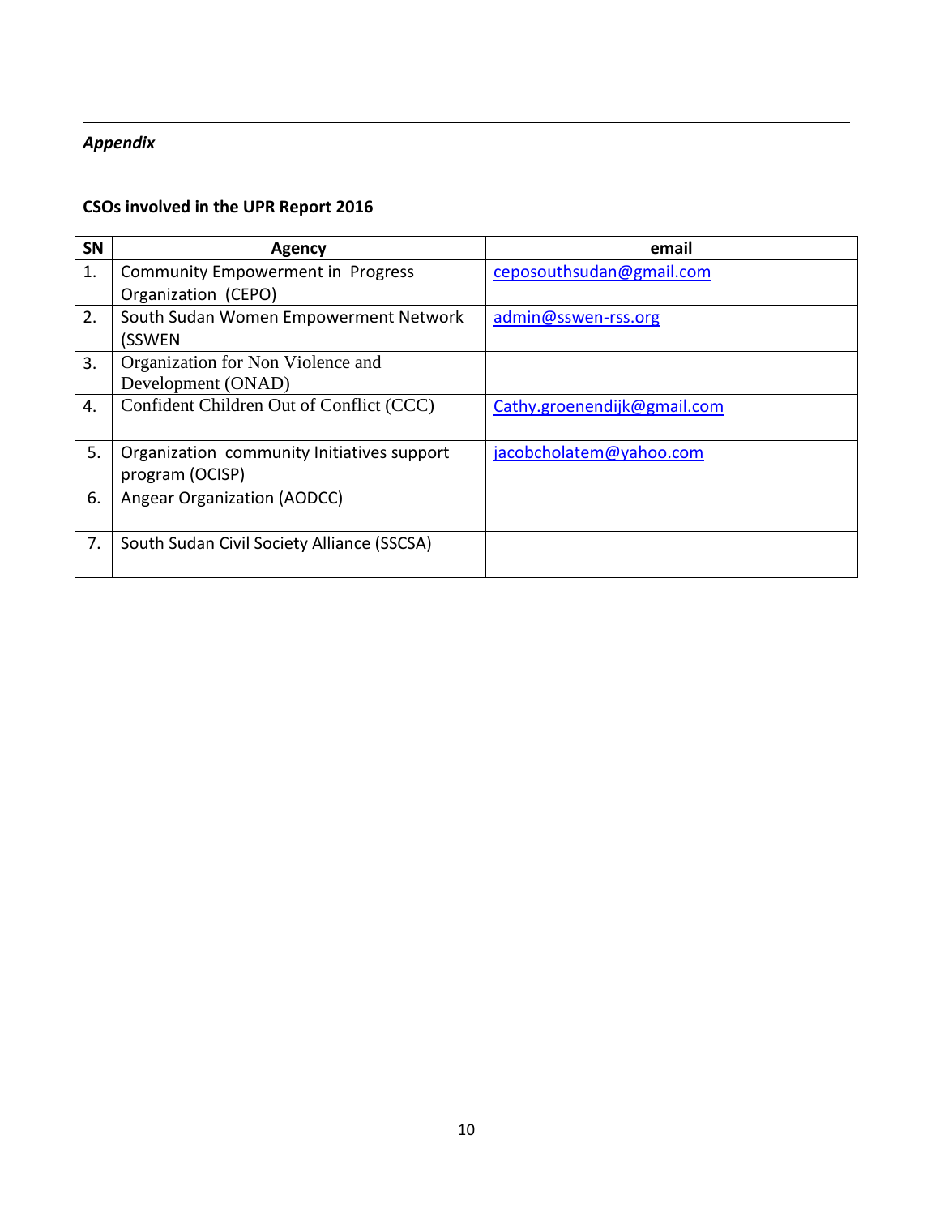*Appendix*

**CSOs involved in the UPR Report 2016**

| SN | Agency | email |
|---|---|---|
| 1. | Community Empowerment in Progress Organization (CEPO) | ceposouthsudan@gmail.com |
| 2. | South Sudan Women Empowerment Network (SSWEN | admin@sswen-rss.org |
| 3. | Organization for Non Violence and Development (ONAD) | |
| 4. | Confident Children Out of Conflict (CCC) | Cathy.groenendijk@gmail.com |
| 5. | Organization community Initiatives support program (OCISP) | jacobcholatem@yahoo.com |
| 6. | Angear Organization (AODCC) | |
| 7. | South Sudan Civil Society Alliance (SSCSA) | |